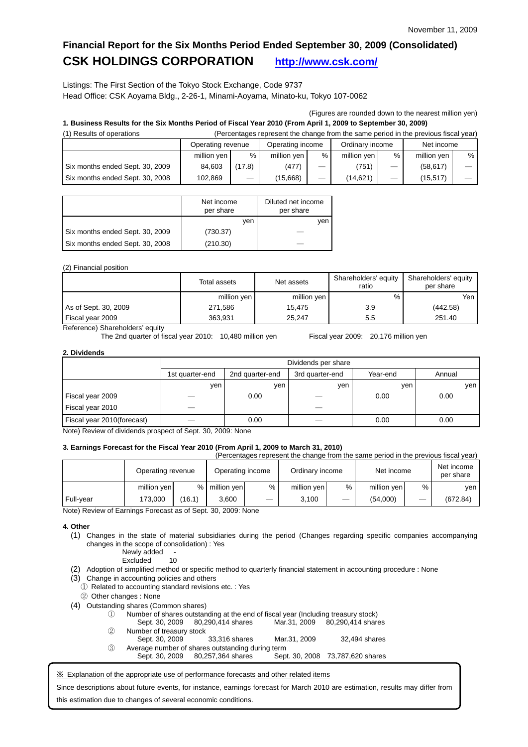November 11, 2009

# Financial Report for the Six Months Period Ended September 30, 2009 (Consolidated)

## CSK HOLDINGS CORPORATION http://www.csk.com/

Listings: The First Section of the Tokyo Stock Exchange, Code 9737
Head Office: CSK Aoyama Bldg., 2-26-1, Minami-Aoyama, Minato-ku, Tokyo 107-0062

(Figures are rounded down to the nearest million yen)

**1. Business Results for the Six Months Period of Fiscal Year 2010 (From April 1, 2009 to September 30, 2009)**

(1) Results of operations (Percentages represent the change from the same period in the previous fiscal year)

| | Operating revenue | | Operating income | | Ordinary income | | Net income | |
|---|---|---|---|---|---|---|---|---|
| | million yen | % | million yen | % | million yen | % | million yen | % |
| Six months ended Sept. 30, 2009 | 84,603 | (17.8) | (477) | — | (751) | — | (58,617) | — |
| Six months ended Sept. 30, 2008 | 102,869 | — | (15,668) | — | (14,621) | — | (15,517) | — |

| | Net income per share | Diluted net income per share |
|---|---|---|
| | yen | yen |
| Six months ended Sept. 30, 2009 | (730.37) | — |
| Six months ended Sept. 30, 2008 | (210.30) | — |

(2) Financial position

| | Total assets | Net assets | Shareholders' equity ratio | Shareholders' equity per share |
|---|---|---|---|---|
| | million yen | million yen | % | Yen |
| As of Sept. 30, 2009 | 271,586 | 15,475 | 3.9 | (442.58) |
| Fiscal year 2009 | 363,931 | 25,247 | 5.5 | 251.40 |

Reference) Shareholders' equity
The 2nd quarter of fiscal year 2010: 10,480 million yen Fiscal year 2009: 20,176 million yen

**2. Dividends**

| | Dividends per share | | | | |
|---|---|---|---|---|---|
| | 1st quarter-end | 2nd quarter-end | 3rd quarter-end | Year-end | Annual |
| | yen | yen | yen | yen | yen |
| Fiscal year 2009 | — | 0.00 | — | 0.00 | 0.00 |
| Fiscal year 2010 | — | | — | | |
| Fiscal year 2010(forecast) | — | 0.00 | — | 0.00 | 0.00 |

Note) Review of dividends prospect of Sept. 30, 2009: None

**3. Earnings Forecast for the Fiscal Year 2010 (From April 1, 2009 to March 31, 2010)**

(Percentages represent the change from the same period in the previous fiscal year)

| | Operating revenue | | Operating income | | Ordinary income | | Net income | | Net income per share |
|---|---|---|---|---|---|---|---|---|---|
| | million yen | % | million yen | % | million yen | % | million yen | % | yen |
| Full-year | 173,000 | (16.1) | 3,600 | — | 3,100 | — | (54,000) | — | (672.84) |

Note) Review of Earnings Forecast as of Sept. 30, 2009: None

**4. Other**

(1) Changes in the state of material subsidiaries during the period (Changes regarding specific companies accompanying changes in the scope of consolidation) : Yes
Newly added -
Excluded 10

(2) Adoption of simplified method or specific method to quarterly financial statement in accounting procedure : None

(3) Change in accounting policies and others
① Related to accounting standard revisions etc. : Yes
② Other changes : None

(4) Outstanding shares (Common shares)
① Number of shares outstanding at the end of fiscal year (Including treasury stock)
Sept. 30, 2009 80,290,414 shares Mar.31, 2009 80,290,414 shares
② Number of treasury stock
Sept. 30, 2009 33,316 shares Mar.31, 2009 32,494 shares
③ Average number of shares outstanding during term
Sept. 30, 2009 80,257,364 shares Sept. 30, 2008 73,787,620 shares

※ Explanation of the appropriate use of performance forecasts and other related items

Since descriptions about future events, for instance, earnings forecast for March 2010 are estimation, results may differ from this estimation due to changes of several economic conditions.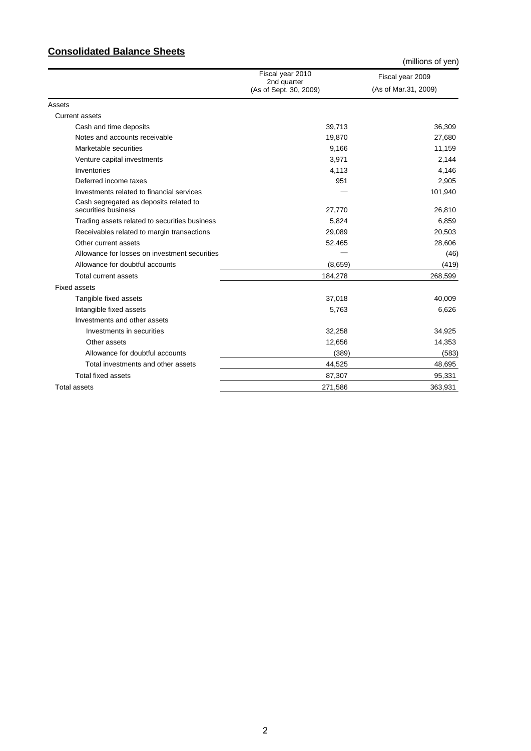## Consolidated Balance Sheets

(millions of yen)

| | Fiscal year 2010 2nd quarter (As of Sept. 30, 2009) | Fiscal year 2009 (As of Mar.31, 2009) |
|---|---|---|
| Assets | | |
| Current assets | | |
| Cash and time deposits | 39,713 | 36,309 |
| Notes and accounts receivable | 19,870 | 27,680 |
| Marketable securities | 9,166 | 11,159 |
| Venture capital investments | 3,971 | 2,144 |
| Inventories | 4,113 | 4,146 |
| Deferred income taxes | 951 | 2,905 |
| Investments related to financial services | — | 101,940 |
| Cash segregated as deposits related to securities business | 27,770 | 26,810 |
| Trading assets related to securities business | 5,824 | 6,859 |
| Receivables related to margin transactions | 29,089 | 20,503 |
| Other current assets | 52,465 | 28,606 |
| Allowance for losses on investment securities | — | (46) |
| Allowance for doubtful accounts | (8,659) | (419) |
| Total current assets | 184,278 | 268,599 |
| Fixed assets | | |
| Tangible fixed assets | 37,018 | 40,009 |
| Intangible fixed assets | 5,763 | 6,626 |
| Investments and other assets | | |
| Investments in securities | 32,258 | 34,925 |
| Other assets | 12,656 | 14,353 |
| Allowance for doubtful accounts | (389) | (583) |
| Total investments and other assets | 44,525 | 48,695 |
| Total fixed assets | 87,307 | 95,331 |
| Total assets | 271,586 | 363,931 |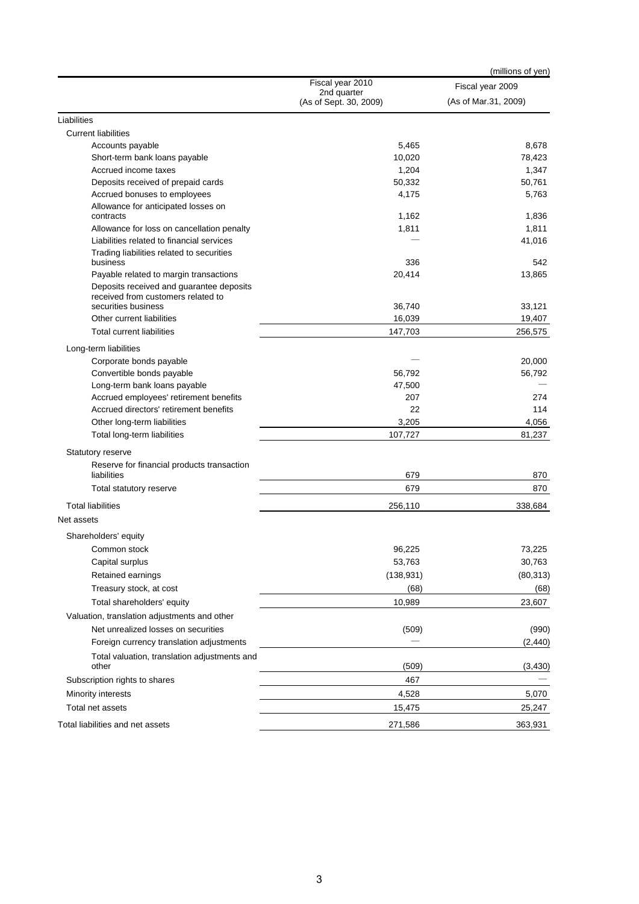(millions of yen)

| | Fiscal year 2010 2nd quarter (As of Sept. 30, 2009) | Fiscal year 2009 (As of Mar.31, 2009) |
|---|---|---|
| Liabilities | | |
| Current liabilities | | |
| Accounts payable | 5,465 | 8,678 |
| Short-term bank loans payable | 10,020 | 78,423 |
| Accrued income taxes | 1,204 | 1,347 |
| Deposits received of prepaid cards | 50,332 | 50,761 |
| Accrued bonuses to employees | 4,175 | 5,763 |
| Allowance for anticipated losses on contracts | 1,162 | 1,836 |
| Allowance for loss on cancellation penalty | 1,811 | 1,811 |
| Liabilities related to financial services | — | 41,016 |
| Trading liabilities related to securities business | 336 | 542 |
| Payable related to margin transactions | 20,414 | 13,865 |
| Deposits received and guarantee deposits received from customers related to securities business | 36,740 | 33,121 |
| Other current liabilities | 16,039 | 19,407 |
| Total current liabilities | 147,703 | 256,575 |
| Long-term liabilities | | |
| Corporate bonds payable | — | 20,000 |
| Convertible bonds payable | 56,792 | 56,792 |
| Long-term bank loans payable | 47,500 | — |
| Accrued employees' retirement benefits | 207 | 274 |
| Accrued directors' retirement benefits | 22 | 114 |
| Other long-term liabilities | 3,205 | 4,056 |
| Total long-term liabilities | 107,727 | 81,237 |
| Statutory reserve | | |
| Reserve for financial products transaction liabilities | 679 | 870 |
| Total statutory reserve | 679 | 870 |
| Total liabilities | 256,110 | 338,684 |
| Net assets | | |
| Shareholders' equity | | |
| Common stock | 96,225 | 73,225 |
| Capital surplus | 53,763 | 30,763 |
| Retained earnings | (138,931) | (80,313) |
| Treasury stock, at cost | (68) | (68) |
| Total shareholders' equity | 10,989 | 23,607 |
| Valuation, translation adjustments and other | | |
| Net unrealized losses on securities | (509) | (990) |
| Foreign currency translation adjustments | — | (2,440) |
| Total valuation, translation adjustments and other | (509) | (3,430) |
| Subscription rights to shares | 467 | — |
| Minority interests | 4,528 | 5,070 |
| Total net assets | 15,475 | 25,247 |
| Total liabilities and net assets | 271,586 | 363,931 |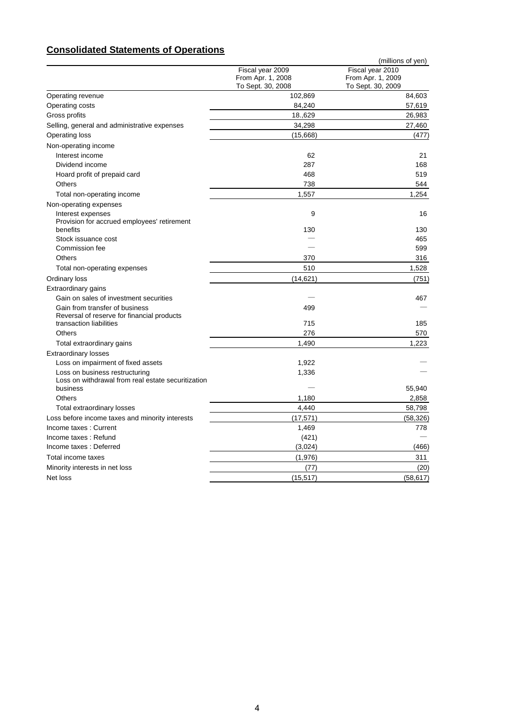## Consolidated Statements of Operations

(millions of yen)

| | Fiscal year 2009 From Apr. 1, 2008 To Sept. 30, 2008 | Fiscal year 2010 From Apr. 1, 2009 To Sept. 30, 2009 |
|---|---|---|
| Operating revenue | 102,869 | 84,603 |
| Operating costs | 84,240 | 57,619 |
| Gross profits | 18.,629 | 26,983 |
| Selling, general and administrative expenses | 34,298 | 27,460 |
| Operating loss | (15,668) | (477) |
| Non-operating income | | |
| Interest income | 62 | 21 |
| Dividend income | 287 | 168 |
| Hoard profit of prepaid card | 468 | 519 |
| Others | 738 | 544 |
| Total non-operating income | 1,557 | 1,254 |
| Non-operating expenses | | |
| Interest expenses | 9 | 16 |
| Provision for accrued employees' retirement benefits | 130 | 130 |
| Stock issuance cost | — | 465 |
| Commission fee | — | 599 |
| Others | 370 | 316 |
| Total non-operating expenses | 510 | 1,528 |
| Ordinary loss | (14,621) | (751) |
| Extraordinary gains | | |
| Gain on sales of investment securities | — | 467 |
| Gain from transfer of business | 499 | — |
| Reversal of reserve for financial products transaction liabilities | 715 | 185 |
| Others | 276 | 570 |
| Total extraordinary gains | 1,490 | 1,223 |
| Extraordinary losses | | |
| Loss on impairment of fixed assets | 1,922 | — |
| Loss on business restructuring | 1,336 | — |
| Loss on withdrawal from real estate securitization business | — | 55,940 |
| Others | 1,180 | 2,858 |
| Total extraordinary losses | 4,440 | 58,798 |
| Loss before income taxes and minority interests | (17,571) | (58,326) |
| Income taxes : Current | 1,469 | 778 |
| Income taxes : Refund | (421) | — |
| Income taxes : Deferred | (3,024) | (466) |
| Total income taxes | (1,976) | 311 |
| Minority interests in net loss | (77) | (20) |
| Net loss | (15,517) | (58,617) |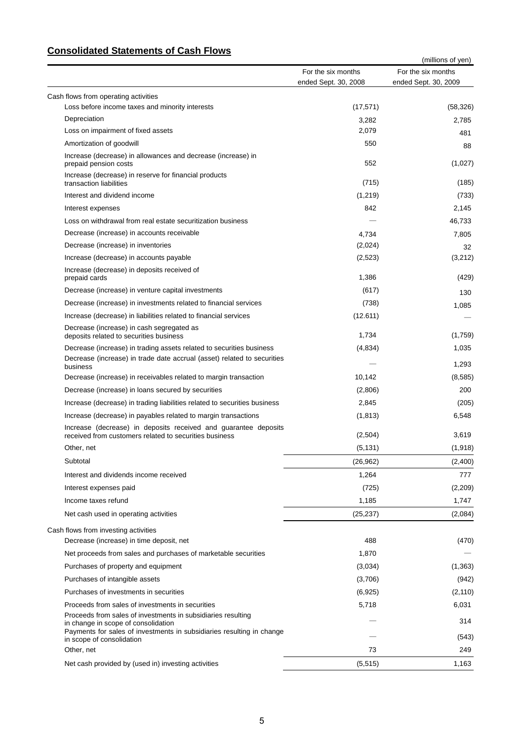## Consolidated Statements of Cash Flows

(millions of yen)

| | For the six months ended Sept. 30, 2008 | For the six months ended Sept. 30, 2009 |
|---|---|---|
| Cash flows from operating activities | | |
| Loss before income taxes and minority interests | (17,571) | (58,326) |
| Depreciation | 3,282 | 2,785 |
| Loss on impairment of fixed assets | 2,079 | 481 |
| Amortization of goodwill | 550 | 88 |
| Increase (decrease) in allowances and decrease (increase) in prepaid pension costs | 552 | (1,027) |
| Increase (decrease) in reserve for financial products transaction liabilities | (715) | (185) |
| Interest and dividend income | (1,219) | (733) |
| Interest expenses | 842 | 2,145 |
| Loss on withdrawal from real estate securitization business | — | 46,733 |
| Decrease (increase) in accounts receivable | 4,734 | 7,805 |
| Decrease (increase) in inventories | (2,024) | 32 |
| Increase (decrease) in accounts payable | (2,523) | (3,212) |
| Increase (decrease) in deposits received of prepaid cards | 1,386 | (429) |
| Decrease (increase) in venture capital investments | (617) | 130 |
| Decrease (increase) in investments related to financial services | (738) | 1,085 |
| Increase (decrease) in liabilities related to financial services | (12,611) | — |
| Decrease (increase) in cash segregated as deposits related to securities business | 1,734 | (1,759) |
| Decrease (increase) in trading assets related to securities business | (4,834) | 1,035 |
| Decrease (increase) in trade date accrual (asset) related to securities business | — | 1,293 |
| Decrease (increase) in receivables related to margin transaction | 10,142 | (8,585) |
| Decrease (increase) in loans secured by securities | (2,806) | 200 |
| Increase (decrease) in trading liabilities related to securities business | 2,845 | (205) |
| Increase (decrease) in payables related to margin transactions | (1,813) | 6,548 |
| Increase (decrease) in deposits received and guarantee deposits received from customers related to securities business | (2,504) | 3,619 |
| Other, net | (5,131) | (1,918) |
| Subtotal | (26,962) | (2,400) |
| Interest and dividends income received | 1,264 | 777 |
| Interest expenses paid | (725) | (2,209) |
| Income taxes refund | 1,185 | 1,747 |
| Net cash used in operating activities | (25,237) | (2,084) |
| Cash flows from investing activities | | |
| Decrease (increase) in time deposit, net | 488 | (470) |
| Net proceeds from sales and purchases of marketable securities | 1,870 | — |
| Purchases of property and equipment | (3,034) | (1,363) |
| Purchases of intangible assets | (3,706) | (942) |
| Purchases of investments in securities | (6,925) | (2,110) |
| Proceeds from sales of investments in securities | 5,718 | 6,031 |
| Proceeds from sales of investments in subsidiaries resulting in change in scope of consolidation | — | 314 |
| Payments for sales of investments in subsidiaries resulting in change in scope of consolidation | — | (543) |
| Other, net | 73 | 249 |
| Net cash provided by (used in) investing activities | (5,515) | 1,163 |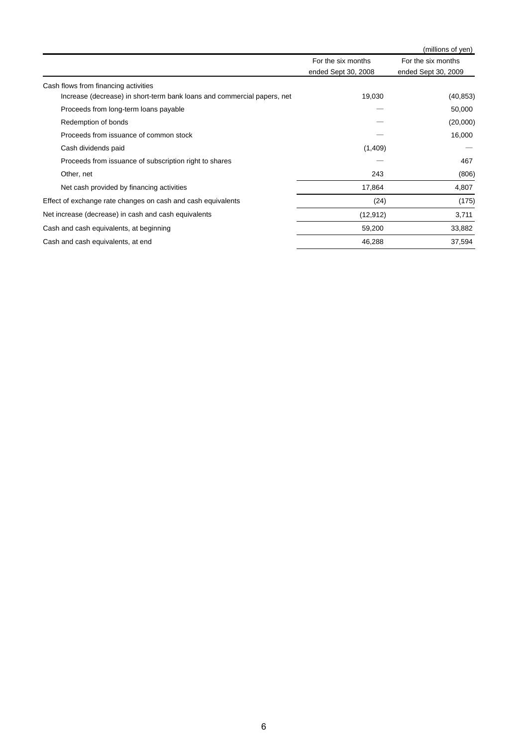(millions of yen)

| | For the six months ended Sept 30, 2008 | For the six months ended Sept 30, 2009 |
|---|---|---|
| Cash flows from financing activities | | |
| Increase (decrease) in short-term bank loans and commercial papers, net | 19,030 | (40,853) |
| Proceeds from long-term loans payable | — | 50,000 |
| Redemption of bonds | — | (20,000) |
| Proceeds from issuance of common stock | — | 16,000 |
| Cash dividends paid | (1,409) | — |
| Proceeds from issuance of subscription right to shares | — | 467 |
| Other, net | 243 | (806) |
| Net cash provided by financing activities | 17,864 | 4,807 |
| Effect of exchange rate changes on cash and cash equivalents | (24) | (175) |
| Net increase (decrease) in cash and cash equivalents | (12,912) | 3,711 |
| Cash and cash equivalents, at beginning | 59,200 | 33,882 |
| Cash and cash equivalents, at end | 46,288 | 37,594 |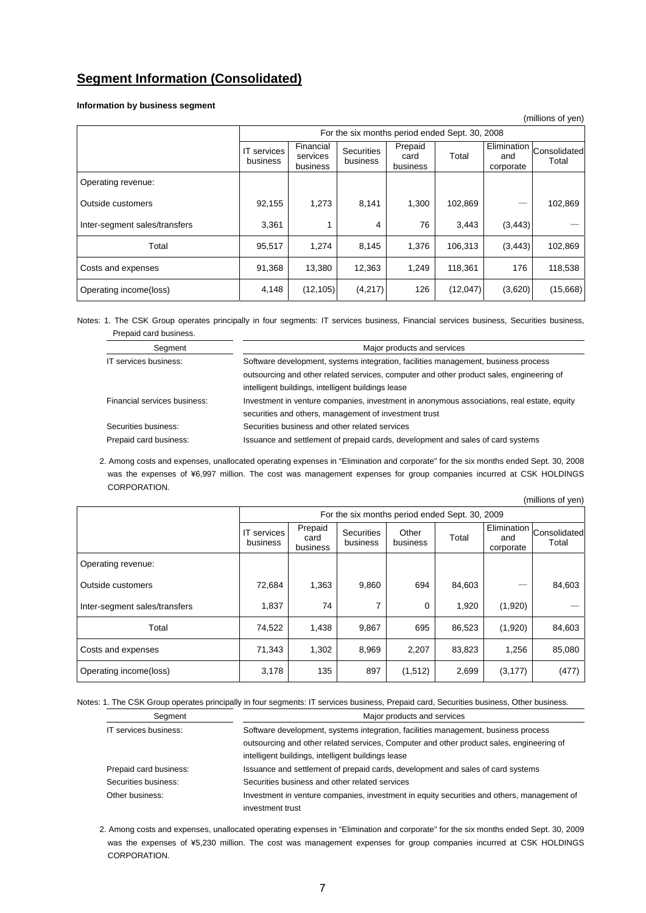# Segment Information (Consolidated)

**Information by business segment**

(millions of yen)

| | For the six months period ended Sept. 30, 2008 | | | | | | |
|---|---|---|---|---|---|---|---|
| | IT services business | Financial services business | Securities business | Prepaid card business | Total | Elimination and corporate | Consolidated Total |
| Operating revenue: | | | | | | | |
| Outside customers | 92,155 | 1,273 | 8,141 | 1,300 | 102,869 | — | 102,869 |
| Inter-segment sales/transfers | 3,361 | 1 | 4 | 76 | 3,443 | (3,443) | — |
| Total | 95,517 | 1,274 | 8,145 | 1,376 | 106,313 | (3,443) | 102,869 |
| Costs and expenses | 91,368 | 13,380 | 12,363 | 1,249 | 118,361 | 176 | 118,538 |
| Operating income(loss) | 4,148 | (12,105) | (4,217) | 126 | (12,047) | (3,620) | (15,668) |

Notes: 1. The CSK Group operates principally in four segments: IT services business, Financial services business, Securities business, Prepaid card business.

| Segment | Major products and services |
|---|---|
| IT services business: | Software development, systems integration, facilities management, business process outsourcing and other related services, computer and other product sales, engineering of intelligent buildings, intelligent buildings lease |
| Financial services business: | Investment in venture companies, investment in anonymous associations, real estate, equity securities and others, management of investment trust |
| Securities business: | Securities business and other related services |
| Prepaid card business: | Issuance and settlement of prepaid cards, development and sales of card systems |

2. Among costs and expenses, unallocated operating expenses in "Elimination and corporate" for the six months ended Sept. 30, 2008 was the expenses of ¥6,997 million. The cost was management expenses for group companies incurred at CSK HOLDINGS CORPORATION.

(millions of yen)

| | For the six months period ended Sept. 30, 2009 | | | | | | |
|---|---|---|---|---|---|---|---|
| | IT services business | Prepaid card business | Securities business | Other business | Total | Elimination and corporate | Consolidated Total |
| Operating revenue: | | | | | | | |
| Outside customers | 72,684 | 1,363 | 9,860 | 694 | 84,603 | — | 84,603 |
| Inter-segment sales/transfers | 1,837 | 74 | 7 | 0 | 1,920 | (1,920) | — |
| Total | 74,522 | 1,438 | 9,867 | 695 | 86,523 | (1,920) | 84,603 |
| Costs and expenses | 71,343 | 1,302 | 8,969 | 2,207 | 83,823 | 1,256 | 85,080 |
| Operating income(loss) | 3,178 | 135 | 897 | (1,512) | 2,699 | (3,177) | (477) |

Notes: 1. The CSK Group operates principally in four segments: IT services business, Prepaid card, Securities business, Other business.

| Segment | Major products and services |
|---|---|
| IT services business: | Software development, systems integration, facilities management, business process outsourcing and other related services, Computer and other product sales, engineering of intelligent buildings, intelligent buildings lease |
| Prepaid card business: | Issuance and settlement of prepaid cards, development and sales of card systems |
| Securities business: | Securities business and other related services |
| Other business: | Investment in venture companies, investment in equity securities and others, management of investment trust |

2. Among costs and expenses, unallocated operating expenses in "Elimination and corporate" for the six months ended Sept. 30, 2009 was the expenses of ¥5,230 million. The cost was management expenses for group companies incurred at CSK HOLDINGS CORPORATION.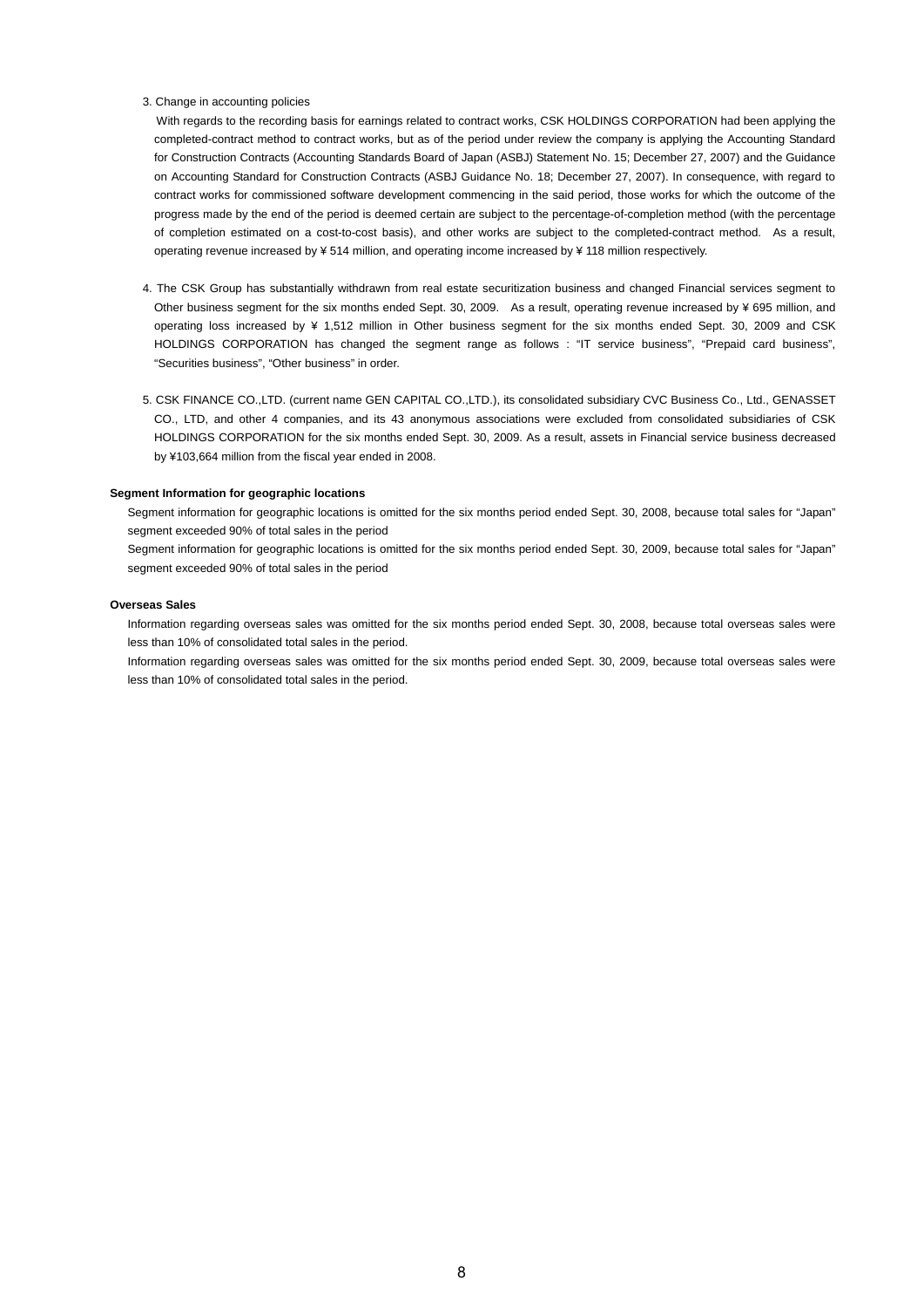3. Change in accounting policies

With regards to the recording basis for earnings related to contract works, CSK HOLDINGS CORPORATION had been applying the completed-contract method to contract works, but as of the period under review the company is applying the Accounting Standard for Construction Contracts (Accounting Standards Board of Japan (ASBJ) Statement No. 15; December 27, 2007) and the Guidance on Accounting Standard for Construction Contracts (ASBJ Guidance No. 18; December 27, 2007). In consequence, with regard to contract works for commissioned software development commencing in the said period, those works for which the outcome of the progress made by the end of the period is deemed certain are subject to the percentage-of-completion method (with the percentage of completion estimated on a cost-to-cost basis), and other works are subject to the completed-contract method. As a result, operating revenue increased by ¥ 514 million, and operating income increased by ¥ 118 million respectively.

4. The CSK Group has substantially withdrawn from real estate securitization business and changed Financial services segment to Other business segment for the six months ended Sept. 30, 2009. As a result, operating revenue increased by ¥ 695 million, and operating loss increased by ¥ 1,512 million in Other business segment for the six months ended Sept. 30, 2009 and CSK HOLDINGS CORPORATION has changed the segment range as follows : “IT service business”, “Prepaid card business”, “Securities business”, “Other business” in order.

5. CSK FINANCE CO.,LTD. (current name GEN CAPITAL CO.,LTD.), its consolidated subsidiary CVC Business Co., Ltd., GENASSET CO., LTD, and other 4 companies, and its 43 anonymous associations were excluded from consolidated subsidiaries of CSK HOLDINGS CORPORATION for the six months ended Sept. 30, 2009. As a result, assets in Financial service business decreased by ¥103,664 million from the fiscal year ended in 2008.

**Segment Information for geographic locations**

Segment information for geographic locations is omitted for the six months period ended Sept. 30, 2008, because total sales for “Japan” segment exceeded 90% of total sales in the period

Segment information for geographic locations is omitted for the six months period ended Sept. 30, 2009, because total sales for “Japan” segment exceeded 90% of total sales in the period

**Overseas Sales**

Information regarding overseas sales was omitted for the six months period ended Sept. 30, 2008, because total overseas sales were less than 10% of consolidated total sales in the period.

Information regarding overseas sales was omitted for the six months period ended Sept. 30, 2009, because total overseas sales were less than 10% of consolidated total sales in the period.